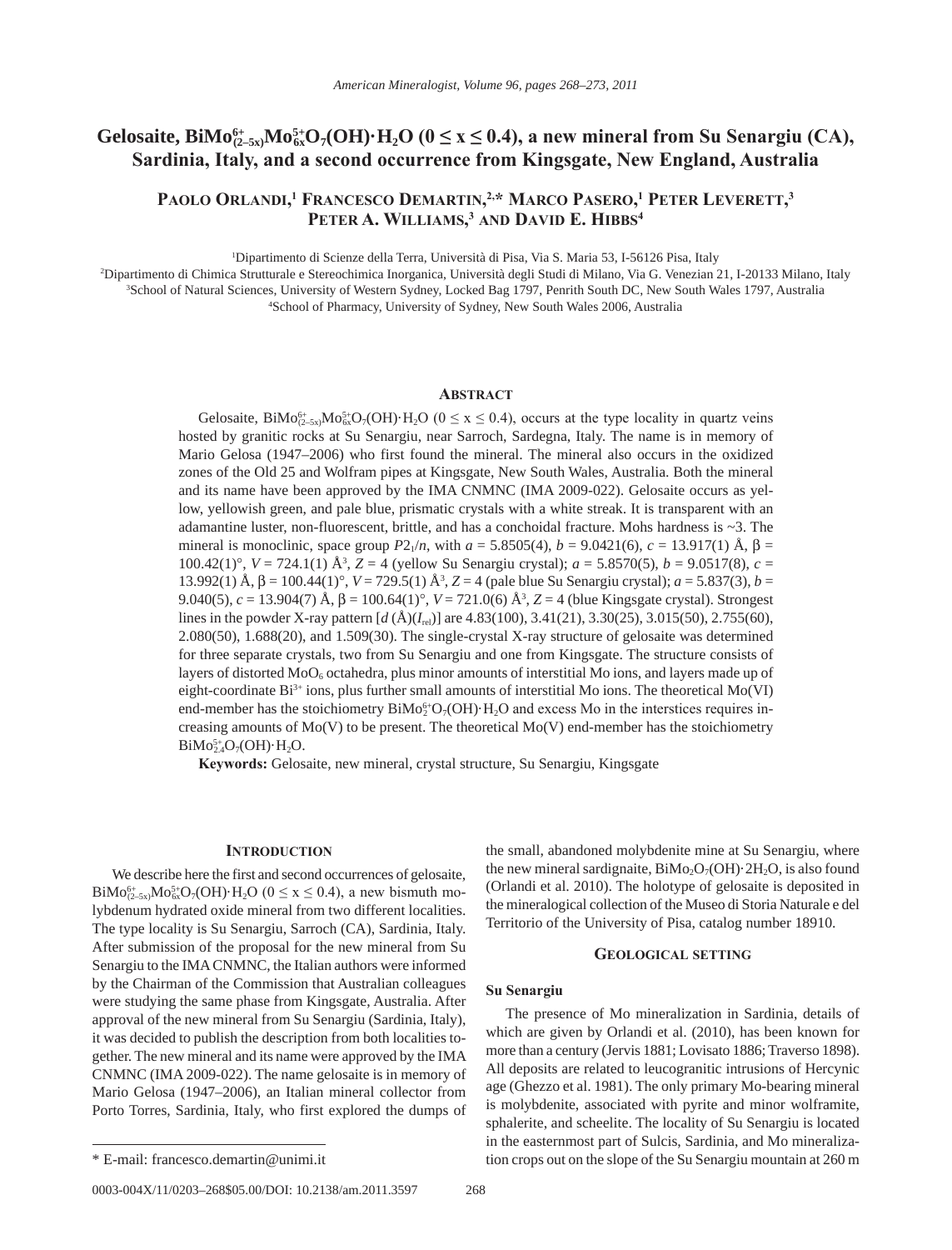# Gelosaite, $BiMo^{6+}_{(2-5x)}Mo^{5+}_{6x}O_7(OH)\cdot H_2O$ ($0 \leq x \leq 0.4$), a new mineral from Su Senargiu (CA), Sardinia, Italy, and a second occurrence from Kingsgate, New England, Australia

**Paolo Orlandi,[1] Francesco Demartin,[2,*] Marco Pasero,[1] Peter Leverett,[3] Peter A. Williams,[3] and David E. Hibbs[4]**

[1]Dipartimento di Scienze della Terra, Università di Pisa, Via S. Maria 53, I-56126 Pisa, Italy
[2]Dipartimento di Chimica Strutturale e Stereochimica Inorganica, Università degli Studi di Milano, Via G. Venezian 21, I-20133 Milano, Italy
[3]School of Natural Sciences, University of Western Sydney, Locked Bag 1797, Penrith South DC, New South Wales 1797, Australia
[4]School of Pharmacy, University of Sydney, New South Wales 2006, Australia

## Abstract

Gelosaite, $BiMo^{6+}_{(2-5x)}Mo^{5+}_{6x}O_7(OH)\cdot H_2O$ ($0 \leq x \leq 0.4$), occurs at the type locality in quartz veins hosted by granitic rocks at Su Senargiu, near Sarroch, Sardegna, Italy. The name is in memory of Mario Gelosa (1947–2006) who first found the mineral. The mineral also occurs in the oxidized zones of the Old 25 and Wolfram pipes at Kingsgate, New South Wales, Australia. Both the mineral and its name have been approved by the IMA CNMNC (IMA 2009-022). Gelosaite occurs as yellow, yellowish green, and pale blue, prismatic crystals with a white streak. It is transparent with an adamantine luster, non-fluorescent, brittle, and has a conchoidal fracture. Mohs hardness is ~3. The mineral is monoclinic, space group $P2_1/n$, with $a$ = 5.8505(4), $b$ = 9.0421(6), $c$ = 13.917(1) Å, $\beta$ = 100.42(1)°, $V$ = 724.1(1) Å$^3$, $Z$ = 4 (yellow Su Senargiu crystal); $a$ = 5.8570(5), $b$ = 9.0517(8), $c$ = 13.992(1) Å, $\beta$ = 100.44(1)°, $V$ = 729.5(1) Å$^3$, $Z$ = 4 (pale blue Su Senargiu crystal); $a$ = 5.837(3), $b$ = 9.040(5), $c$ = 13.904(7) Å, $\beta$ = 100.64(1)°, $V$ = 721.0(6) Å$^3$, $Z$ = 4 (blue Kingsgate crystal). Strongest lines in the powder X-ray pattern [$d$ (Å)($I_{rel}$)] are 4.83(100), 3.41(21), 3.30(25), 3.015(50), 2.755(60), 2.080(50), 1.688(20), and 1.509(30). The single-crystal X-ray structure of gelosaite was determined for three separate crystals, two from Su Senargiu and one from Kingsgate. The structure consists of layers of distorted $MoO_6$ octahedra, plus minor amounts of interstitial Mo ions, and layers made up of eight-coordinate $Bi^{3+}$ ions, plus further small amounts of interstitial Mo ions. The theoretical Mo(VI) end-member has the stoichiometry $BiMo^{6+}_2O_7(OH)\cdot H_2O$ and excess Mo in the interstices requires increasing amounts of Mo(V) to be present. The theoretical Mo(V) end-member has the stoichiometry $BiMo^{5+}_{2.4}O_7(OH)\cdot H_2O$.

**Keywords:** Gelosaite, new mineral, crystal structure, Su Senargiu, Kingsgate

## Introduction

We describe here the first and second occurrences of gelosaite, $BiMo^{6+}_{(2-5x)}Mo^{5+}_{6x}O_7(OH)\cdot H_2O$ ($0 \leq x \leq 0.4$), a new bismuth molybdenum hydrated oxide mineral from two different localities. The type locality is Su Senargiu, Sarroch (CA), Sardinia, Italy. After submission of the proposal for the new mineral from Su Senargiu to the IMA CNMNC, the Italian authors were informed by the Chairman of the Commission that Australian colleagues were studying the same phase from Kingsgate, Australia. After approval of the new mineral from Su Senargiu (Sardinia, Italy), it was decided to publish the description from both localities together. The new mineral and its name were approved by the IMA CNMNC (IMA 2009-022). The name gelosaite is in memory of Mario Gelosa (1947–2006), an Italian mineral collector from Porto Torres, Sardinia, Italy, who first explored the dumps of the small, abandoned molybdenite mine at Su Senargiu, where the new mineral sardignaite, $BiMo_2O_7(OH)\cdot 2H_2O$, is also found (Orlandi et al. 2010). The holotype of gelosaite is deposited in the mineralogical collection of the Museo di Storia Naturale e del Territorio of the University of Pisa, catalog number 18910.

\* E-mail: francesco.demartin@unimi.it

## Geological setting

### Su Senargiu

The presence of Mo mineralization in Sardinia, details of which are given by Orlandi et al. (2010), has been known for more than a century (Jervis 1881; Lovisato 1886; Traverso 1898). All deposits are related to leucogranitic intrusions of Hercynic age (Ghezzo et al. 1981). The only primary Mo-bearing mineral is molybdenite, associated with pyrite and minor wolframite, sphalerite, and scheelite. The locality of Su Senargiu is located in the easternmost part of Sulcis, Sardinia, and Mo mineralization crops out on the slope of the Su Senargiu mountain at 260 m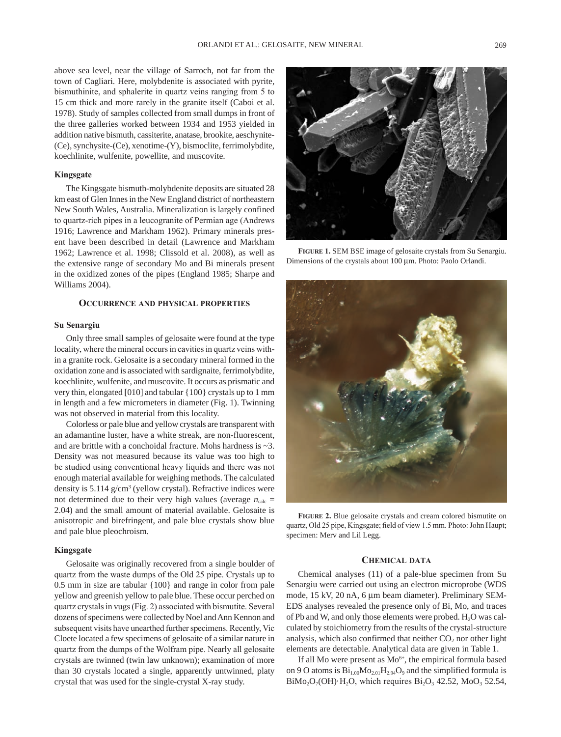above sea level, near the village of Sarroch, not far from the town of Cagliari. Here, molybdenite is associated with pyrite, bismuthinite, and sphalerite in quartz veins ranging from 5 to 15 cm thick and more rarely in the granite itself (Caboi et al. 1978). Study of samples collected from small dumps in front of the three galleries worked between 1934 and 1953 yielded in addition native bismuth, cassiterite, anatase, brookite, aeschynite-(Ce), synchysite-(Ce), xenotime-(Y), bismoclite, ferrimolybdite, koechlinite, wulfenite, powellite, and muscovite.

### Kingsgate

The Kingsgate bismuth-molybdenite deposits are situated 28 km east of Glen Innes in the New England district of northeastern New South Wales, Australia. Mineralization is largely confined to quartz-rich pipes in a leucogranite of Permian age (Andrews 1916; Lawrence and Markham 1962). Primary minerals present have been described in detail (Lawrence and Markham 1962; Lawrence et al. 1998; Clissold et al. 2008), as well as the extensive range of secondary Mo and Bi minerals present in the oxidized zones of the pipes (England 1985; Sharpe and Williams 2004).

## Occurrence and physical properties

### Su Senargiu

Only three small samples of gelosaite were found at the type locality, where the mineral occurs in cavities in quartz veins within a granite rock. Gelosaite is a secondary mineral formed in the oxidation zone and is associated with sardignaite, ferrimolybdite, koechlinite, wulfenite, and muscovite. It occurs as prismatic and very thin, elongated [010] and tabular {100} crystals up to 1 mm in length and a few micrometers in diameter (Fig. 1). Twinning was not observed in material from this locality.

Colorless or pale blue and yellow crystals are transparent with an adamantine luster, have a white streak, are non-fluorescent, and are brittle with a conchoidal fracture. Mohs hardness is ~3. Density was not measured because its value was too high to be studied using conventional heavy liquids and there was not enough material available for weighing methods. The calculated density is 5.114 g/cm$^3$ (yellow crystal). Refractive indices were not determined due to their very high values (average $n_{calc}$ = 2.04) and the small amount of material available. Gelosaite is anisotropic and birefringent, and pale blue crystals show blue and pale blue pleochroism.

### Kingsgate

Gelosaite was originally recovered from a single boulder of quartz from the waste dumps of the Old 25 pipe. Crystals up to 0.5 mm in size are tabular {100} and range in color from pale yellow and greenish yellow to pale blue. These occur perched on quartz crystals in vugs (Fig. 2) associated with bismutite. Several dozens of specimens were collected by Noel and Ann Kennon and subsequent visits have unearthed further specimens. Recently, Vic Cloete located a few specimens of gelosaite of a similar nature in quartz from the dumps of the Wolfram pipe. Nearly all gelosaite crystals are twinned (twin law unknown); examination of more than 30 crystals located a single, apparently untwinned, platy crystal that was used for the single-crystal X-ray study.

**Figure 1.** SEM BSE image of gelosaite crystals from Su Senargiu. Dimensions of the crystals about 100 μm. Photo: Paolo Orlandi.

**Figure 2.** Blue gelosaite crystals and cream colored bismutite on quartz, Old 25 pipe, Kingsgate; field of view 1.5 mm. Photo: John Haupt; specimen: Merv and Lil Legg.

## Chemical data

Chemical analyses (11) of a pale-blue specimen from Su Senargiu were carried out using an electron microprobe (WDS mode, 15 kV, 20 nA, 6 μm beam diameter). Preliminary SEM-EDS analyses revealed the presence only of Bi, Mo, and traces of Pb and W, and only those elements were probed. $H_2O$ was calculated by stoichiometry from the results of the crystal-structure analysis, which also confirmed that neither $CO_2$ nor other light elements are detectable. Analytical data are given in Table 1.

If all Mo were present as $Mo^{6+}$, the empirical formula based on 9 O atoms is $Bi_{1.00}Mo_{2.01}H_{2.94}O_9$ and the simplified formula is $BiMo_2O_7(OH)·H_2O$, which requires $Bi_2O_3$ 42.52, $MoO_3$ 52.54,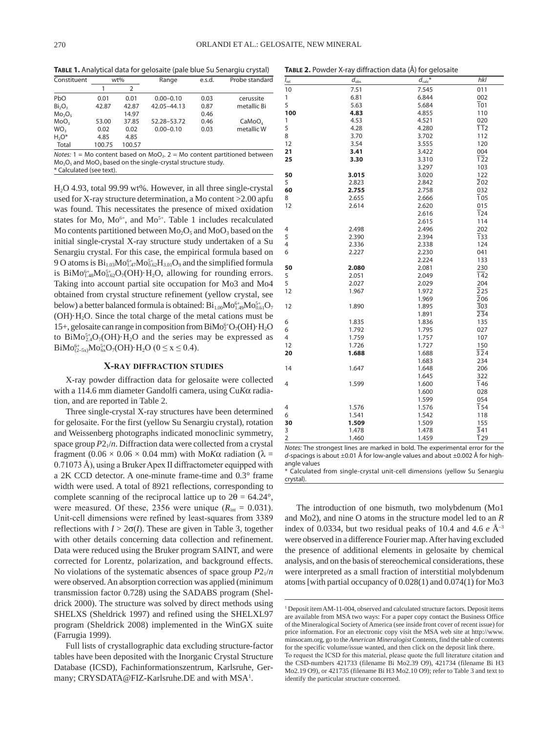**Table 1.** Analytical data for gelosaite (pale blue Su Senargiu crystal)

| Constituent | wt% | | Range | e.s.d. | Probe standard |
|---|---|---|---|---|---|
| | 1 | 2 | | | |
| PbO | 0.01 | 0.01 | 0.00–0.10 | 0.03 | cerussite |
| $Bi_2O_3$ | 42.87 | 42.87 | 42.05–44.13 | 0.87 | metallic Bi |
| $Mo_2O_5$ | | 14.97 | | 0.46 | |
| $MoO_3$ | 53.00 | 37.85 | 52.28–53.72 | 0.46 | $CaMoO_4$ |
| $WO_3$ | 0.02 | 0.02 | 0.00–0.10 | 0.03 | metallic W |
| $H_2O$* | 4.85 | 4.85 | | | |
| Total | 100.75 | 100.57 | | | |

*Notes:* 1 = Mo content based on $MoO_3$. 2 = Mo content partitioned between $Mo_2O_5$ and $MoO_3$ based on the single-crystal structure study.
* Calculated (see text).

$H_2O$ 4.93, total 99.99 wt%. However, in all three single-crystal used for X-ray structure determination, a Mo content >2.00 apfu was found. This necessitates the presence of mixed oxidation states for Mo, $Mo^{6+}$, and $Mo^{5+}$. Table 1 includes recalculated Mo contents partitioned between $Mo_2O_5$ and $MoO_3$ based on the initial single-crystal X-ray structure study undertaken of a Su Senargiu crystal. For this case, the empirical formula based on 9 O atoms is $Bi_{1.03}Mo^{6+}_{1.47}Mo^{5+}_{0.62}H_{3.01}O_9$ and the simplified formula is $BiMo^{6+}_{1.48}Mo^{5+}_{0.62}O_7(OH){\cdot}H_2O$, allowing for rounding errors. Taking into account partial site occupation for Mo3 and Mo4 obtained from crystal structure refinement (yellow crystal, see below) a better balanced formula is obtained: $Bi_{1.00}Mo^{6+}_{1.49}Mo^{5+}_{0.61}O_7(OH){\cdot}H_2O$. Since the total charge of the metal cations must be 15+, gelosaite can range in composition from $BiMo^{6+}_2O_7(OH){\cdot}H_2O$ to $BiMo^{5+}_{2.4}O_7(OH){\cdot}H_2O$ and the series may be expressed as $BiMo^{6+}_{(2-5x)}Mo^{5+}_{6x}O_7(OH){\cdot}H_2O$ ($0 \leq x \leq 0.4$).

## X-ray diffraction studies

X-ray powder diffraction data for gelosaite were collected with a 114.6 mm diameter Gandolfi camera, using Cu$K\alpha$ radiation, and are reported in Table 2.

Three single-crystal X-ray structures have been determined for gelosaite. For the first (yellow Su Senargiu crystal), rotation and Weissenberg photographs indicated monoclinic symmetry, space group $P2_1/n$. Diffraction data were collected from a crystal fragment ($0.06 \times 0.06 \times 0.04$ mm) with Mo$K\alpha$ radiation ($\lambda$ = 0.71073 Å), using a Bruker Apex II diffractometer equipped with a 2K CCD detector. A one-minute frame-time and 0.3° frame width were used. A total of 8921 reflections, corresponding to complete scanning of the reciprocal lattice up to 2θ = 64.24°, were measured. Of these, 2356 were unique ($R_{int}$ = 0.031). Unit-cell dimensions were refined by least-squares from 3389 reflections with $I > 2\sigma(I)$. These are given in Table 3, together with other details concerning data collection and refinement. Data were reduced using the Bruker program SAINT, and were corrected for Lorentz, polarization, and background effects. No violations of the systematic absences of space group $P2_1/n$ were observed. An absorption correction was applied (minimum transmission factor 0.728) using the SADABS program (Sheldrick 2000). The structure was solved by direct methods using SHELXS (Sheldrick 1997) and refined using the SHELXL97 program (Sheldrick 2008) implemented in the WinGX suite (Farrugia 1999).

Full lists of crystallographic data excluding structure-factor tables have been deposited with the Inorganic Crystal Structure Database (ICSD), Fachinformationszentrum, Karlsruhe, Germany; CRYSDATA@FIZ-Karlsruhe.DE and with MSA[1].

**Table 2.** Powder X-ray diffraction data (Å) for gelosaite

| $I_{rel}$ | $d_{obs}$ | $d_{calc}$* | $hkl$ |
|---|---|---|---|
| 10 | 7.51 | 7.545 | 011 |
| 1 | 6.81 | 6.844 | 002 |
| 5 | 5.63 | 5.684 | $\bar{1}01$ |
| **100** | **4.83** | 4.855 | 110 |
| 1 | 4.53 | 4.521 | 020 |
| 5 | 4.28 | 4.280 | $\bar{1}\bar{1}2$ |
| 8 | 3.70 | 3.702 | 112 |
| 12 | 3.54 | 3.555 | 120 |
| **21** | **3.41** | 3.422 | 004 |
| **25** | **3.30** | 3.310 | $\bar{1}22$ |
| | | 3.297 | 103 |
| **50** | **3.015** | 3.020 | 122 |
| 5 | 2.823 | 2.842 | $\bar{2}02$ |
| **60** | **2.755** | 2.758 | 032 |
| 8 | 2.655 | 2.666 | $\bar{1}05$ |
| 12 | 2.614 | 2.620 | 015 |
| | | 2.616 | $\bar{1}24$ |
| | | 2.615 | 114 |
| 4 | 2.498 | 2.496 | 202 |
| 5 | 2.390 | 2.394 | $\bar{1}33$ |
| 4 | 2.336 | 2.338 | 124 |
| 6 | 2.227 | 2.230 | 041 |
| | | 2.224 | 133 |
| **50** | **2.080** | 2.081 | 230 |
| 5 | 2.051 | 2.049 | $\bar{1}42$ |
| 5 | 2.027 | 2.029 | 204 |
| 12 | 1.967 | 1.972 | $\bar{2}25$ |
| | | 1.969 | $\bar{2}06$ |
| 12 | 1.890 | 1.895 | $\bar{3}03$ |
| | | 1.891 | $\bar{2}34$ |
| 6 | 1.835 | 1.836 | 135 |
| 6 | 1.792 | 1.795 | 027 |
| 4 | 1.759 | 1.757 | 107 |
| 12 | 1.726 | 1.727 | 150 |
| **20** | **1.688** | 1.688 | $\bar{3}\bar{2}4$ |
| | | 1.683 | 234 |
| 14 | 1.647 | 1.648 | 206 |
| | | 1.645 | 322 |
| 4 | 1.599 | 1.600 | $\bar{1}46$ |
| | | 1.600 | 028 |
| | | 1.599 | 054 |
| 4 | 1.576 | 1.576 | $\bar{1}54$ |
| 6 | 1.541 | 1.542 | 118 |
| **30** | **1.509** | 1.509 | 155 |
| 3 | 1.478 | 1.478 | $\bar{3}41$ |
| 2 | 1.460 | 1.459 | $\bar{1}29$ |

*Notes:* The strongest lines are marked in bold. The experimental error for the $d$-spacings is about ±0.01 Å for low-angle values and about ±0.002 Å for high-angle values
* Calculated from single-crystal unit-cell dimensions (yellow Su Senargiu crystal).

The introduction of one bismuth, two molybdenum (Mo1 and Mo2), and nine O atoms in the structure model led to an $R$ index of 0.0334, but two residual peaks of 10.4 and 4.6 $e$ Å$^{-3}$ were observed in a difference Fourier map. After having excluded the presence of additional elements in gelosaite by chemical analysis, and on the basis of stereochemical considerations, these were interpreted as a small fraction of interstitial molybdenum atoms [with partial occupancy of 0.028(1) and 0.074(1) for Mo3

[1] Deposit item AM-11-004, observed and calculated structure factors. Deposit items are available from MSA two ways: For a paper copy contact the Business Office of the Mineralogical Society of America (see inside front cover of recent issue) for price information. For an electronic copy visit the MSA web site at http://www.minsocam.org, go to the *American Mineralogist* Contents, find the table of contents for the specific volume/issue wanted, and then click on the deposit link there.
To request the ICSD for this material, please quote the full literature citation and the CSD-numbers 421733 (filename Bi Mo2.39 O9), 421734 (filename Bi H3 Mo2.19 O9), or 421735 (filename Bi H3 Mo2.10 O9); refer to Table 3 and text to identify the particular structure concerned.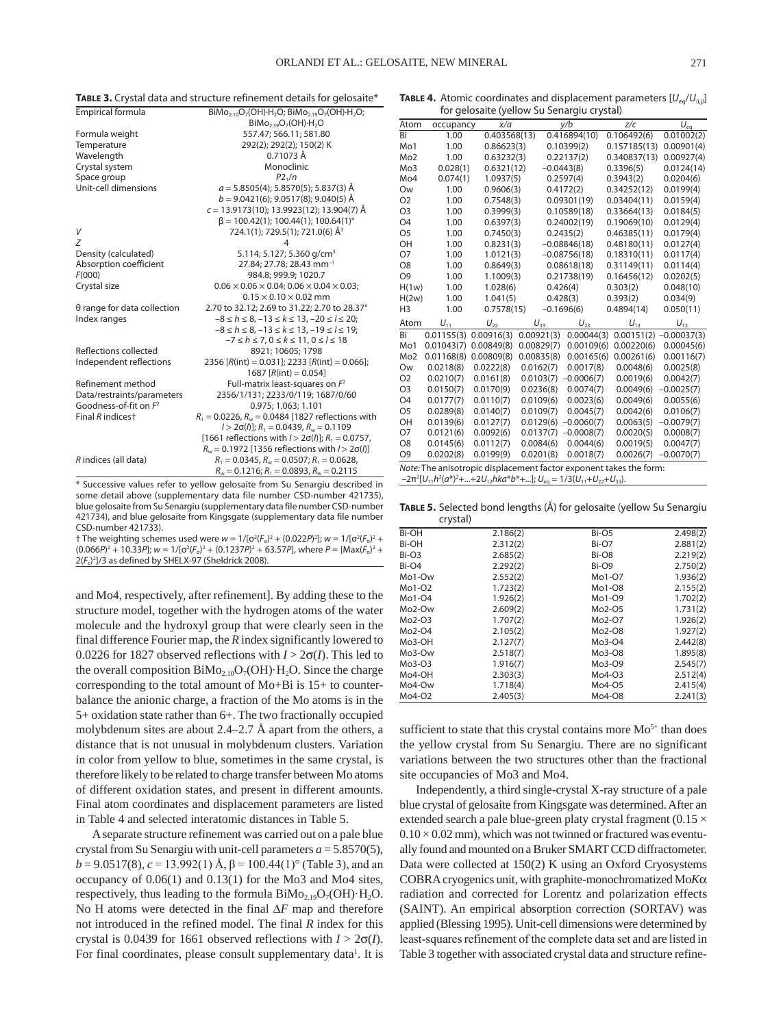**TABLE 3.** Crystal data and structure refinement details for gelosaite*

| | |
|---|---|
| Empirical formula | $BiMo_{2.10}O_7(OH)·H_2O$; $BiMo_{2.19}O_7(OH)·H_2O$; $BiMo_{2.39}O_7(OH)·H_2O$ |
| Formula weight | 557.47; 566.11; 581.80 |
| Temperature | 292(2); 292(2); 150(2) K |
| Wavelength | 0.71073 Å |
| Crystal system | Monoclinic |
| Space group | $P2_1/n$ |
| Unit-cell dimensions | $a$ = 5.8505(4); 5.8570(5); 5.837(3) Å |
| | $b$ = 9.0421(6); 9.0517(8); 9.040(5) Å |
| | $c$ = 13.9173(10); 13.9923(12); 13.904(7) Å |
| | β = 100.42(1); 100.44(1); 100.61(1)° |
| $V$ | 724.1(1); 729.5(1); 721.0(6) Å³ |
| $Z$ | 4 |
| Density (calculated) | 5.114; 5.127; 5.360 g/cm³ |
| Absorption coefficient | 27.84; 27.78; 28.43 mm⁻¹ |
| $F$(000) | 984.8; 999.9; 1020.7 |
| Crystal size | 0.06 × 0.06 × 0.04; 0.06 × 0.04 × 0.03; 0.15 × 0.10 × 0.02 mm |
| θ range for data collection | 2.70 to 32.12; 2.69 to 31.22; 2.70 to 28.37° |
| Index ranges | −8 ≤ $h$ ≤ 8, −13 ≤ $k$ ≤ 13, −20 ≤ $l$ ≤ 20; −8 ≤ $h$ ≤ 8, −13 ≤ $k$ ≤ 13, −19 ≤ $l$ ≤ 19; −7 ≤ $h$ ≤ 7, 0 ≤ $k$ ≤ 11, 0 ≤ $l$ ≤ 18 |
| Reflections collected | 8921; 10605; 1798 |
| Independent reflections | 2356 [$R$(int) = 0.031]; 2233 [$R$(int) = 0.066]; 1687 [$R$(int) = 0.054] |
| Refinement method | Full-matrix least-squares on $F^2$ |
| Data/restraints/parameters | 2356/1/131; 2233/0/119; 1687/0/60 |
| Goodness-of-fit on $F^2$ | 0.975; 1.063; 1.101 |
| Final $R$ indices† | $R_1$ = 0.0226, $R_w$ = 0.0484 [1827 reflections with $I > 2\sigma(I)$]; $R_1$ = 0.0439, $R_w$ = 0.1109 [1661 reflections with $I > 2\sigma(I)$]; $R_1$ = 0.0757, $R_w$ = 0.1972 [1356 reflections with $I > 2\sigma(I)$] |
| $R$ indices (all data) | $R_1$ = 0.0345, $R_w$ = 0.0507; $R_1$ = 0.0628, $R_w$ = 0.1216; $R_1$ = 0.0893, $R_w$ = 0.2115 |

\* Successive values refer to yellow gelosaite from Su Senargiu described in some detail above (supplementary data file number CSD-number 421735), blue gelosaite from Su Senargiu (supplementary data file number CSD-number 421734), and blue gelosaite from Kingsgate (supplementary data file number CSD-number 421733).

† The weighting schemes used were $w = 1/[\sigma^2(F_o)^2 + (0.022P)^2]$; $w = 1/[\sigma^2(F_o)^2 + (0.066P)^2 + 10.33P]$; $w = 1/[\sigma^2(F_o)^2 + (0.1237P)^2 + 63.57P]$, where $P = [\mathrm{Max}(F_o)^2 + 2(F_c)^2]/3$ as defined by SHELX-97 (Sheldrick 2008).

and Mo4, respectively, after refinement]. By adding these to the structure model, together with the hydrogen atoms of the water molecule and the hydroxyl group that were clearly seen in the final difference Fourier map, the $R$ index significantly lowered to 0.0226 for 1827 observed reflections with $I > 2\sigma(I)$. This led to the overall composition $BiMo_{2.10}O_7(OH)·H_2O$. Since the charge corresponding to the total amount of Mo+Bi is 15+ to counterbalance the anionic charge, a fraction of the Mo atoms is in the 5+ oxidation state rather than 6+. The two fractionally occupied molybdenum sites are about 2.4–2.7 Å apart from the others, a distance that is not unusual in molybdenum clusters. Variation in color from yellow to blue, sometimes in the same crystal, is therefore likely to be related to charge transfer between Mo atoms of different oxidation states, and present in different amounts. Final atom coordinates and displacement parameters are listed in Table 4 and selected interatomic distances in Table 5.

A separate structure refinement was carried out on a pale blue crystal from Su Senargiu with unit-cell parameters $a$ = 5.8570(5), $b$ = 9.0517(8), $c$ = 13.992(1) Å, β = 100.44(1)° (Table 3), and an occupancy of 0.06(1) and 0.13(1) for the Mo3 and Mo4 sites, respectively, thus leading to the formula $BiMo_{2.19}O_7(OH)·H_2O$. No H atoms were detected in the final Δ$F$ map and therefore not introduced in the refined model. The final $R$ index for this crystal is 0.0439 for 1661 observed reflections with $I > 2\sigma(I)$. For final coordinates, please consult supplementary data[1]. It is sufficient to state that this crystal contains more $Mo^{5+}$ than does the yellow crystal from Su Senargiu. There are no significant variations between the two structures other than the fractional site occupancies of Mo3 and Mo4.

Independently, a third single-crystal X-ray structure of a pale blue crystal of gelosaite from Kingsgate was determined. After an extended search a pale blue-green platy crystal fragment (0.15 × 0.10 × 0.02 mm), which was not twinned or fractured was eventually found and mounted on a Bruker SMART CCD diffractometer. Data were collected at 150(2) K using an Oxford Cryosystems COBRA cryogenics unit, with graphite-monochromatized Mo$K\alpha$ radiation and corrected for Lorentz and polarization effects (SAINT). An empirical absorption correction (SORTAV) was applied (Blessing 1995). Unit-cell dimensions were determined by least-squares refinement of the complete data set and are listed in Table 3 together with associated crystal data and structure refine-

**TABLE 4.** Atomic coordinates and displacement parameters [$U_{eq}/U_{(i,j)}$] for gelosaite (yellow Su Senargiu crystal)

| Atom | occupancy | $x/a$ | $y/b$ | $z/c$ | $U_{eq}$ |
|---|---|---|---|---|---|
| Bi | 1.00 | 0.403568(13) | 0.416894(10) | 0.106492(6) | 0.01002(2) |
| Mo1 | 1.00 | 0.86623(3) | 0.10399(2) | 0.157185(13) | 0.00901(4) |
| Mo2 | 1.00 | 0.63232(3) | 0.22137(2) | 0.340837(13) | 0.00927(4) |
| Mo3 | 0.028(1) | 0.6321(12) | −0.0443(8) | 0.3396(5) | 0.0124(14) |
| Mo4 | 0.074(1) | 1.0937(5) | 0.2597(4) | 0.3943(2) | 0.0204(6) |
| Ow | 1.00 | 0.9606(3) | 0.4172(2) | 0.34252(12) | 0.0199(4) |
| O2 | 1.00 | 0.7548(3) | 0.09301(19) | 0.03404(11) | 0.0159(4) |
| O3 | 1.00 | 0.3999(3) | 0.10589(18) | 0.33664(13) | 0.0184(5) |
| O4 | 1.00 | 0.6397(3) | 0.24002(19) | 0.19069(10) | 0.0129(4) |
| O5 | 1.00 | 0.7450(3) | 0.2435(2) | 0.46385(11) | 0.0179(4) |
| OH | 1.00 | 0.8231(3) | −0.08846(18) | 0.48180(11) | 0.0127(4) |
| O7 | 1.00 | 1.0121(3) | −0.08756(18) | 0.18310(11) | 0.0117(4) |
| O8 | 1.00 | 0.8649(3) | 0.08618(18) | 0.31149(11) | 0.0114(4) |
| O9 | 1.00 | 1.1009(3) | 0.21738(19) | 0.16456(12) | 0.0202(5) |
| H(1w) | 1.00 | 1.028(6) | 0.426(4) | 0.303(2) | 0.048(10) |
| H(2w) | 1.00 | 1.041(5) | 0.428(3) | 0.393(2) | 0.034(9) |
| H3 | 1.00 | 0.7578(15) | −0.1696(6) | 0.4894(14) | 0.050(11) |

| Atom | $U_{11}$ | $U_{22}$ | $U_{33}$ | $U_{23}$ | $U_{13}$ | $U_{12}$ |
|---|---|---|---|---|---|---|
| Bi | 0.01155(3) | 0.00916(3) | 0.00921(3) | 0.00044(3) | 0.00151(2) | −0.00037(3) |
| Mo1 | 0.01043(7) | 0.00849(8) | 0.00829(7) | 0.00109(6) | 0.00220(6) | 0.00045(6) |
| Mo2 | 0.01168(8) | 0.00809(8) | 0.00835(8) | 0.00165(6) | 0.00261(6) | 0.00116(7) |
| Ow | 0.0218(8) | 0.0222(8) | 0.0162(7) | 0.0017(8) | 0.0048(6) | 0.0025(8) |
| O2 | 0.0210(7) | 0.0161(8) | 0.0103(7) | −0.0006(7) | 0.0019(6) | 0.0042(7) |
| O3 | 0.0150(7) | 0.0170(9) | 0.0236(8) | 0.0074(7) | 0.0049(6) | −0.0025(7) |
| O4 | 0.0177(7) | 0.0110(7) | 0.0109(6) | 0.0023(6) | 0.0049(6) | 0.0055(6) |
| O5 | 0.0289(8) | 0.0140(7) | 0.0109(7) | 0.0045(7) | 0.0042(6) | 0.0106(7) |
| OH | 0.0139(6) | 0.0127(7) | 0.0129(6) | −0.0060(7) | 0.0063(5) | −0.0079(7) |
| O7 | 0.0121(6) | 0.0092(6) | 0.0137(7) | −0.0008(7) | 0.0020(5) | 0.0008(7) |
| O8 | 0.0145(6) | 0.0112(7) | 0.0084(6) | 0.0044(6) | 0.0019(5) | 0.0047(7) |
| O9 | 0.0202(8) | 0.0199(9) | 0.0201(8) | 0.0018(7) | 0.0026(7) | −0.0070(7) |

*Note:* The anisotropic displacement factor exponent takes the form: $-2\pi^2[U_{11}h^2(a^*)^2+...+2U_{12}hka^*b^*+...]$; $U_{eq} = 1/3(U_{11}+U_{22}+U_{33})$.

**TABLE 5.** Selected bond lengths (Å) for gelosaite (yellow Su Senargiu crystal)

| | | | |
|---|---|---|---|
| Bi-OH | 2.186(2) | Bi-O5 | 2.498(2) |
| Bi-OH | 2.312(2) | Bi-O7 | 2.881(2) |
| Bi-O3 | 2.685(2) | Bi-O8 | 2.219(2) |
| Bi-O4 | 2.292(2) | Bi-O9 | 2.750(2) |
| Mo1-Ow | 2.552(2) | Mo1-O7 | 1.936(2) |
| Mo1-O2 | 1.723(2) | Mo1-O8 | 2.155(2) |
| Mo1-O4 | 1.926(2) | Mo1-O9 | 1.702(2) |
| Mo2-Ow | 2.609(2) | Mo2-O5 | 1.731(2) |
| Mo2-O3 | 1.707(2) | Mo2-O7 | 1.926(2) |
| Mo2-O4 | 2.105(2) | Mo2-O8 | 1.927(2) |
| Mo3-OH | 2.127(7) | Mo3-O4 | 2.442(8) |
| Mo3-Ow | 2.518(7) | Mo3-O8 | 1.895(8) |
| Mo3-O3 | 1.916(7) | Mo3-O9 | 2.545(7) |
| Mo4-OH | 2.303(3) | Mo4-O3 | 2.512(4) |
| Mo4-Ow | 1.718(4) | Mo4-O5 | 2.415(4) |
| Mo4-O2 | 2.405(3) | Mo4-O8 | 2.241(3) |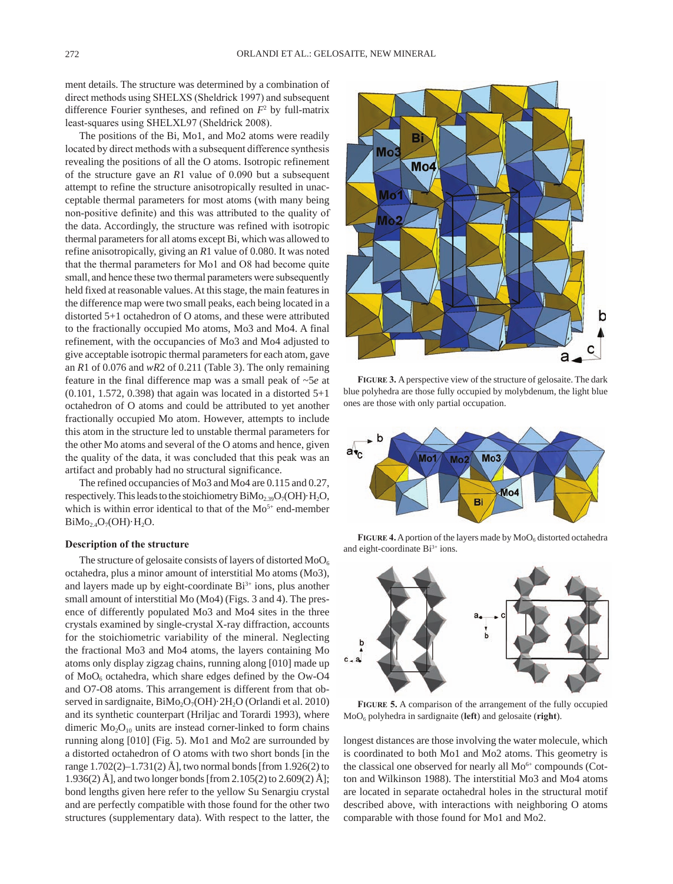ment details. The structure was determined by a combination of direct methods using SHELXS (Sheldrick 1997) and subsequent difference Fourier syntheses, and refined on $F^2$ by full-matrix least-squares using SHELXL97 (Sheldrick 2008).

The positions of the Bi, Mo1, and Mo2 atoms were readily located by direct methods with a subsequent difference synthesis revealing the positions of all the O atoms. Isotropic refinement of the structure gave an $R1$ value of 0.090 but a subsequent attempt to refine the structure anisotropically resulted in unacceptable thermal parameters for most atoms (with many being non-positive definite) and this was attributed to the quality of the data. Accordingly, the structure was refined with isotropic thermal parameters for all atoms except Bi, which was allowed to refine anisotropically, giving an $R1$ value of 0.080. It was noted that the thermal parameters for Mo1 and O8 had become quite small, and hence these two thermal parameters were subsequently held fixed at reasonable values. At this stage, the main features in the difference map were two small peaks, each being located in a distorted 5+1 octahedron of O atoms, and these were attributed to the fractionally occupied Mo atoms, Mo3 and Mo4. A final refinement, with the occupancies of Mo3 and Mo4 adjusted to give acceptable isotropic thermal parameters for each atom, gave an $R1$ of 0.076 and $wR2$ of 0.211 (Table 3). The only remaining feature in the final difference map was a small peak of ~5$e$ at (0.101, 1.572, 0.398) that again was located in a distorted 5+1 octahedron of O atoms and could be attributed to yet another fractionally occupied Mo atom. However, attempts to include this atom in the structure led to unstable thermal parameters for the other Mo atoms and several of the O atoms and hence, given the quality of the data, it was concluded that this peak was an artifact and probably had no structural significance.

The refined occupancies of Mo3 and Mo4 are 0.115 and 0.27, respectively. This leads to the stoichiometry $BiMo_{2.39}O_7(OH)\cdot H_2O$, which is within error identical to that of the $Mo^{5+}$ end-member $BiMo_{2.4}O_7(OH)\cdot H_2O$.

### Description of the structure

The structure of gelosaite consists of layers of distorted $MoO_6$ octahedra, plus a minor amount of interstitial Mo atoms (Mo3), and layers made up by eight-coordinate $Bi^{3+}$ ions, plus another small amount of interstitial Mo (Mo4) (Figs. 3 and 4). The presence of differently populated Mo3 and Mo4 sites in the three crystals examined by single-crystal X-ray diffraction, accounts for the stoichiometric variability of the mineral. Neglecting the fractional Mo3 and Mo4 atoms, the layers containing Mo atoms only display zigzag chains, running along [010] made up of $MoO_6$ octahedra, which share edges defined by the Ow-O4 and O7-O8 atoms. This arrangement is different from that observed in sardignaite, $BiMo_2O_7(OH)\cdot 2H_2O$ (Orlandi et al. 2010) and its synthetic counterpart (Hriljac and Torardi 1993), where dimeric $Mo_2O_{10}$ units are instead corner-linked to form chains running along [010] (Fig. 5). Mo1 and Mo2 are surrounded by a distorted octahedron of O atoms with two short bonds [in the range 1.702(2)–1.731(2) Å], two normal bonds [from 1.926(2) to 1.936(2) Å], and two longer bonds [from 2.105(2) to 2.609(2) Å]; bond lengths given here refer to the yellow Su Senargiu crystal and are perfectly compatible with those found for the other two structures (supplementary data). With respect to the latter, the longest distances are those involving the water molecule, which is coordinated to both Mo1 and Mo2 atoms. This geometry is the classical one observed for nearly all $Mo^{6+}$ compounds (Cotton and Wilkinson 1988). The interstitial Mo3 and Mo4 atoms are located in separate octahedral holes in the structural motif described above, with interactions with neighboring O atoms comparable with those found for Mo1 and Mo2.

**FIGURE 3.** A perspective view of the structure of gelosaite. The dark blue polyhedra are those fully occupied by molybdenum, the light blue ones are those with only partial occupation.

**FIGURE 4.** A portion of the layers made by $MoO_6$ distorted octahedra and eight-coordinate $Bi^{3+}$ ions.

**FIGURE 5.** A comparison of the arrangement of the fully occupied $MoO_6$ polyhedra in sardignaite (**left**) and gelosaite (**right**).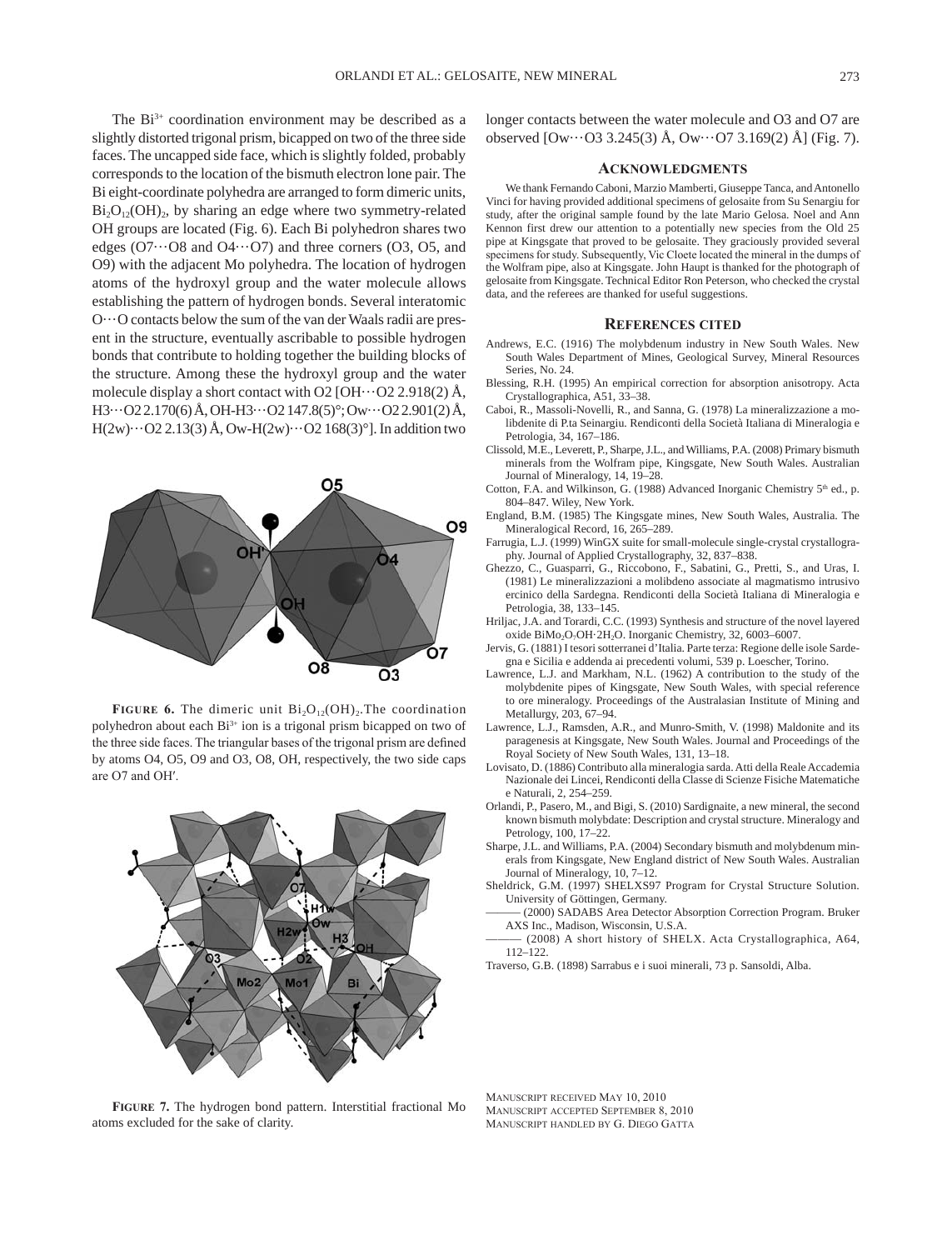The $Bi^{3+}$ coordination environment may be described as a slightly distorted trigonal prism, bicapped on two of the three side faces. The uncapped side face, which is slightly folded, probably corresponds to the location of the bismuth electron lone pair. The Bi eight-coordinate polyhedra are arranged to form dimeric units, $Bi_2O_{12}(OH)_2$, by sharing an edge where two symmetry-related OH groups are located (Fig. 6). Each Bi polyhedron shares two edges (O7···O8 and O4···O7) and three corners (O3, O5, and O9) with the adjacent Mo polyhedra. The location of hydrogen atoms of the hydroxyl group and the water molecule allows establishing the pattern of hydrogen bonds. Several interatomic O···O contacts below the sum of the van der Waals radii are present in the structure, eventually ascribable to possible hydrogen bonds that contribute to holding together the building blocks of the structure. Among these the hydroxyl group and the water molecule display a short contact with O2 [OH···O2 2.918(2) Å, H3···O2 2.170(6) Å, OH-H3···O2 147.8(5)°; Ow···O2 2.901(2) Å, H(2w)···O2 2.13(3) Å, Ow-H(2w)···O2 168(3)°]. In addition two longer contacts between the water molecule and O3 and O7 are observed [Ow···O3 3.245(3) Å, Ow···O7 3.169(2) Å] (Fig. 7).

O5
O9
OH'
O4
OH
O7
O8
O3

**FIGURE 6.** The dimeric unit $Bi_2O_{12}(OH)_2$. The coordination polyhedron about each $Bi^{3+}$ ion is a trigonal prism bicapped on two of the three side faces. The triangular bases of the trigonal prism are defined by atoms O4, O5, O9 and O3, O8, OH, respectively, the two side caps are O7 and OH′.

O7
H1w
Ow
H2w
H3
OH
O3
O2
Mo2
Mo1
Bi

**FIGURE 7.** The hydrogen bond pattern. Interstitial fractional Mo atoms excluded for the sake of clarity.

## ACKNOWLEDGMENTS

We thank Fernando Caboni, Marzio Mamberti, Giuseppe Tanca, and Antonello Vinci for having provided additional specimens of gelosaite from Su Senargiu for study, after the original sample found by the late Mario Gelosa. Noel and Ann Kennon first drew our attention to a potentially new species from the Old 25 pipe at Kingsgate that proved to be gelosaite. They graciously provided several specimens for study. Subsequently, Vic Cloete located the mineral in the dumps of the Wolfram pipe, also at Kingsgate. John Haupt is thanked for the photograph of gelosaite from Kingsgate. Technical Editor Ron Peterson, who checked the crystal data, and the referees are thanked for useful suggestions.

## REFERENCES CITED

Andrews, E.C. (1916) The molybdenum industry in New South Wales. New South Wales Department of Mines, Geological Survey, Mineral Resources Series, No. 24.

Blessing, R.H. (1995) An empirical correction for absorption anisotropy. Acta Crystallographica, A51, 33–38.

Caboi, R., Massoli-Novelli, R., and Sanna, G. (1978) La mineralizzazione a molibdenite di P.ta Seinargiu. Rendiconti della Società Italiana di Mineralogia e Petrologia, 34, 167–186.

Clissold, M.E., Leverett, P., Sharpe, J.L., and Williams, P.A. (2008) Primary bismuth minerals from the Wolfram pipe, Kingsgate, New South Wales. Australian Journal of Mineralogy, 14, 19–28.

Cotton, F.A. and Wilkinson, G. (1988) Advanced Inorganic Chemistry 5th ed., p. 804–847. Wiley, New York.

England, B.M. (1985) The Kingsgate mines, New South Wales, Australia. The Mineralogical Record, 16, 265–289.

Farrugia, L.J. (1999) WinGX suite for small-molecule single-crystal crystallography. Journal of Applied Crystallography, 32, 837–838.

Ghezzo, C., Guasparri, G., Riccobono, F., Sabatini, G., Pretti, S., and Uras, I. (1981) Le mineralizzazioni a molibdeno associate al magmatismo intrusivo ercinico della Sardegna. Rendiconti della Società Italiana di Mineralogia e Petrologia, 38, 133–145.

Hriljac, J.A. and Torardi, C.C. (1993) Synthesis and structure of the novel layered oxide $BiMo_2O_7OH{\cdot}2H_2O$. Inorganic Chemistry, 32, 6003–6007.

Jervis, G. (1881) I tesori sotterranei d'Italia. Parte terza: Regione delle isole Sardegna e Sicilia e addenda ai precedenti volumi, 539 p. Loescher, Torino.

Lawrence, L.J. and Markham, N.L. (1962) A contribution to the study of the molybdenite pipes of Kingsgate, New South Wales, with special reference to ore mineralogy. Proceedings of the Australasian Institute of Mining and Metallurgy, 203, 67–94.

Lawrence, L.J., Ramsden, A.R., and Munro-Smith, V. (1998) Maldonite and its paragenesis at Kingsgate, New South Wales. Journal and Proceedings of the Royal Society of New South Wales, 131, 13–18.

Lovisato, D. (1886) Contributo alla mineralogia sarda. Atti della Reale Accademia Nazionale dei Lincei, Rendiconti della Classe di Scienze Fisiche Matematiche e Naturali, 2, 254–259.

Orlandi, P., Pasero, M., and Bigi, S. (2010) Sardignaite, a new mineral, the second known bismuth molybdate: Description and crystal structure. Mineralogy and Petrology, 100, 17–22.

Sharpe, J.L. and Williams, P.A. (2004) Secondary bismuth and molybdenum minerals from Kingsgate, New England district of New South Wales. Australian Journal of Mineralogy, 10, 7–12.

Sheldrick, G.M. (1997) SHELXS97 Program for Crystal Structure Solution. University of Göttingen, Germany.

——— (2000) SADABS Area Detector Absorption Correction Program. Bruker AXS Inc., Madison, Wisconsin, U.S.A.

——— (2008) A short history of SHELX. Acta Crystallographica, A64, 112–122.

Traverso, G.B. (1898) Sarrabus e i suoi minerali, 73 p. Sansoldi, Alba.

MANUSCRIPT RECEIVED MAY 10, 2010
MANUSCRIPT ACCEPTED SEPTEMBER 8, 2010
MANUSCRIPT HANDLED BY G. DIEGO GATTA